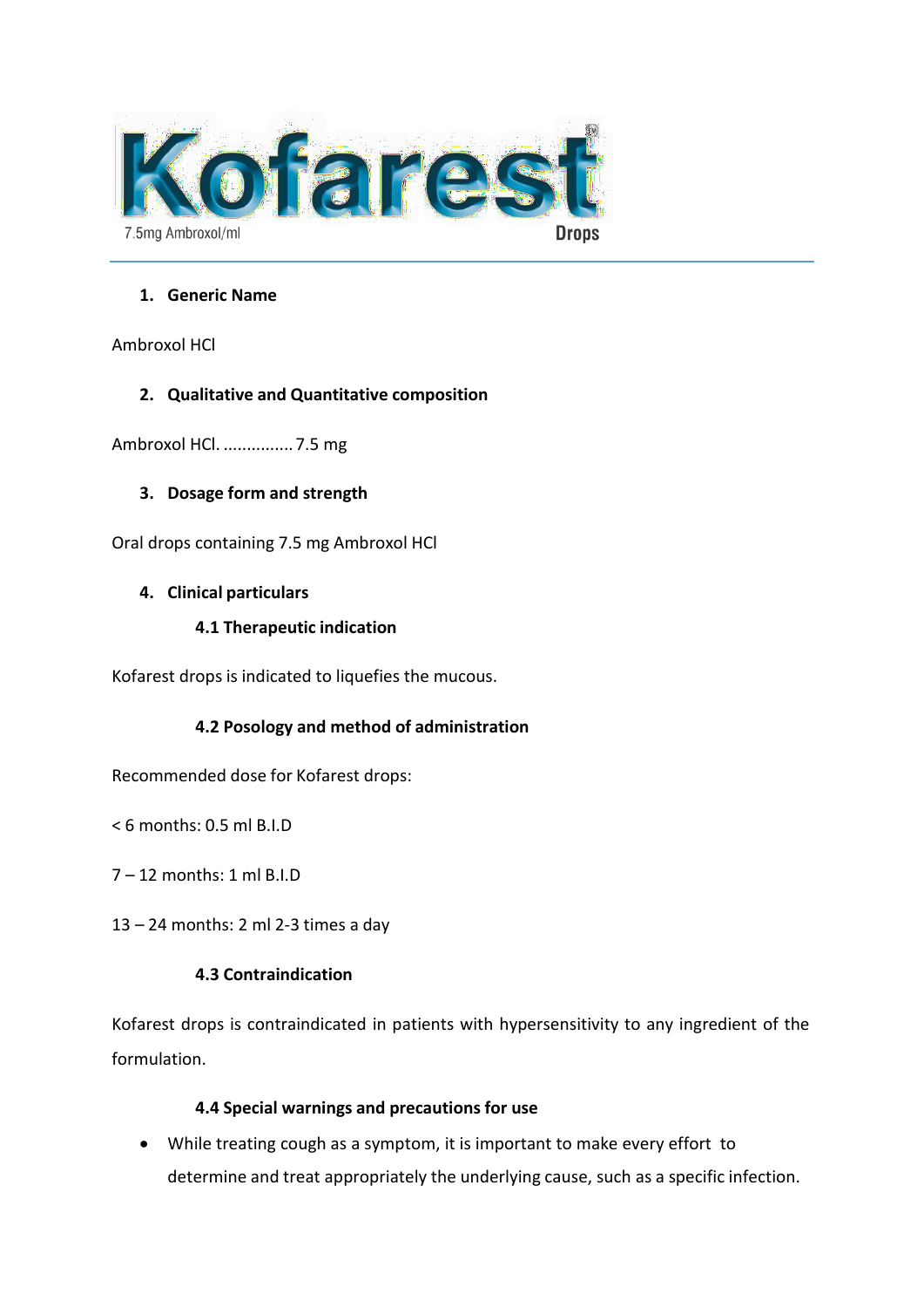# Kofarest®

7.5mg Ambroxol/ml

Drops

---

1. **Generic Name**

Ambroxol HCl

2. **Qualitative and Quantitative composition**

Ambroxol HCl. ............... 7.5 mg

3. **Dosage form and strength**

Oral drops containing 7.5 mg Ambroxol HCl

4. **Clinical particulars**

### 4.1 Therapeutic indication

Kofarest drops is indicated to liquefies the mucous.

### 4.2 Posology and method of administration

Recommended dose for Kofarest drops:

< 6 months: 0.5 ml B.I.D

7 – 12 months: 1 ml B.I.D

13 – 24 months: 2 ml 2-3 times a day

### 4.3 Contraindication

Kofarest drops is contraindicated in patients with hypersensitivity to any ingredient of the formulation.

### 4.4 Special warnings and precautions for use

- While treating cough as a symptom, it is important to make every effort to determine and treat appropriately the underlying cause, such as a specific infection.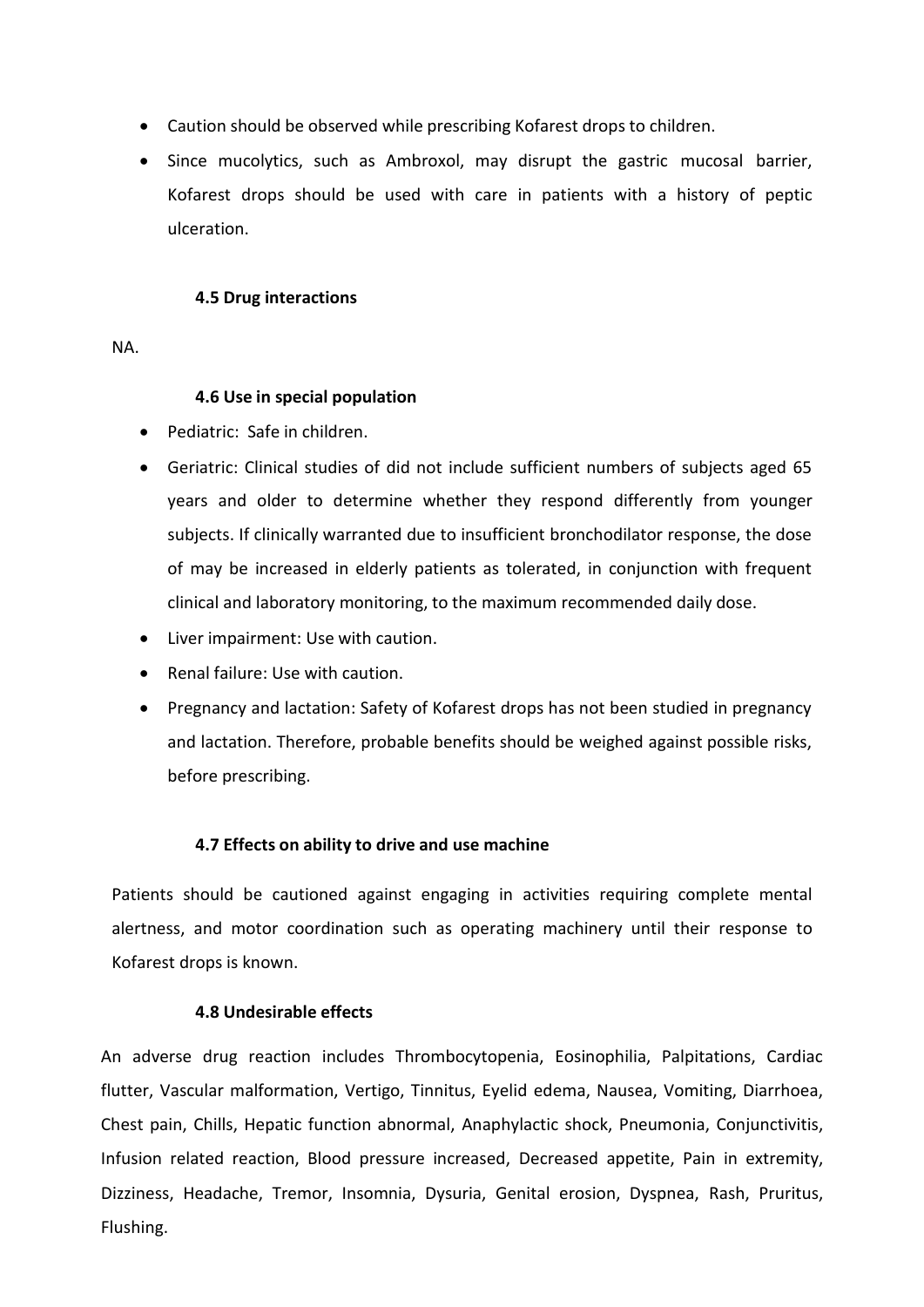- Caution should be observed while prescribing Kofarest drops to children.
- Since mucolytics, such as Ambroxol, may disrupt the gastric mucosal barrier, Kofarest drops should be used with care in patients with a history of peptic ulceration.

### 4.5 Drug interactions

NA.

### 4.6 Use in special population

- Pediatric: Safe in children.
- Geriatric: Clinical studies of did not include sufficient numbers of subjects aged 65 years and older to determine whether they respond differently from younger subjects. If clinically warranted due to insufficient bronchodilator response, the dose of may be increased in elderly patients as tolerated, in conjunction with frequent clinical and laboratory monitoring, to the maximum recommended daily dose.
- Liver impairment: Use with caution.
- Renal failure: Use with caution.
- Pregnancy and lactation: Safety of Kofarest drops has not been studied in pregnancy and lactation. Therefore, probable benefits should be weighed against possible risks, before prescribing.

### 4.7 Effects on ability to drive and use machine

Patients should be cautioned against engaging in activities requiring complete mental alertness, and motor coordination such as operating machinery until their response to Kofarest drops is known.

### 4.8 Undesirable effects

An adverse drug reaction includes Thrombocytopenia, Eosinophilia, Palpitations, Cardiac flutter, Vascular malformation, Vertigo, Tinnitus, Eyelid edema, Nausea, Vomiting, Diarrhoea, Chest pain, Chills, Hepatic function abnormal, Anaphylactic shock, Pneumonia, Conjunctivitis, Infusion related reaction, Blood pressure increased, Decreased appetite, Pain in extremity, Dizziness, Headache, Tremor, Insomnia, Dysuria, Genital erosion, Dyspnea, Rash, Pruritus, Flushing.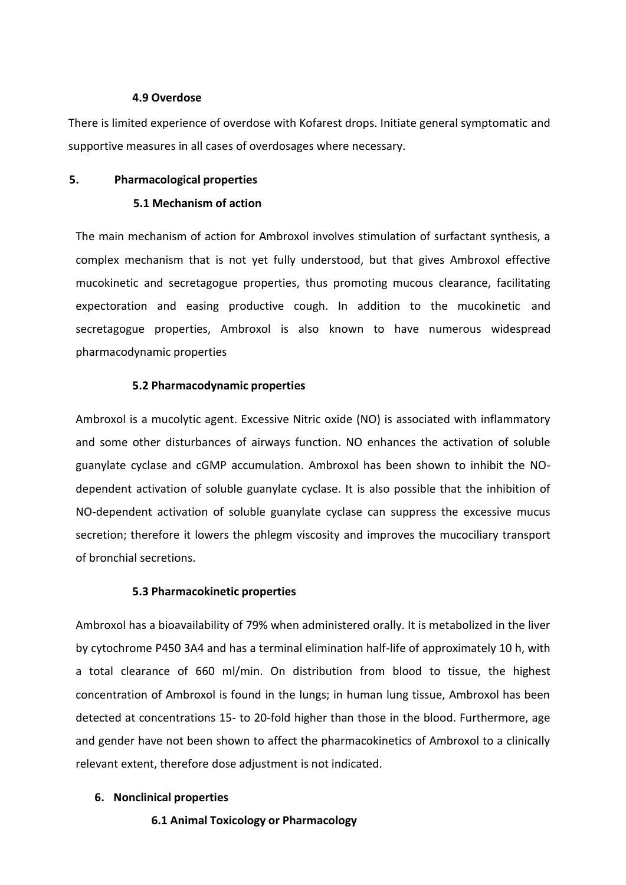#### 4.9 Overdose

There is limited experience of overdose with Kofarest drops. Initiate general symptomatic and supportive measures in all cases of overdosages where necessary.

## 5. Pharmacological properties

### 5.1 Mechanism of action

The main mechanism of action for Ambroxol involves stimulation of surfactant synthesis, a complex mechanism that is not yet fully understood, but that gives Ambroxol effective mucokinetic and secretagogue properties, thus promoting mucous clearance, facilitating expectoration and easing productive cough. In addition to the mucokinetic and secretagogue properties, Ambroxol is also known to have numerous widespread pharmacodynamic properties

### 5.2 Pharmacodynamic properties

Ambroxol is a mucolytic agent. Excessive Nitric oxide (NO) is associated with inflammatory and some other disturbances of airways function. NO enhances the activation of soluble guanylate cyclase and cGMP accumulation. Ambroxol has been shown to inhibit the NO-dependent activation of soluble guanylate cyclase. It is also possible that the inhibition of NO-dependent activation of soluble guanylate cyclase can suppress the excessive mucus secretion; therefore it lowers the phlegm viscosity and improves the mucociliary transport of bronchial secretions.

### 5.3 Pharmacokinetic properties

Ambroxol has a bioavailability of 79% when administered orally. It is metabolized in the liver by cytochrome P450 3A4 and has a terminal elimination half-life of approximately 10 h, with a total clearance of 660 ml/min. On distribution from blood to tissue, the highest concentration of Ambroxol is found in the lungs; in human lung tissue, Ambroxol has been detected at concentrations 15- to 20-fold higher than those in the blood. Furthermore, age and gender have not been shown to affect the pharmacokinetics of Ambroxol to a clinically relevant extent, therefore dose adjustment is not indicated.

## 6. Nonclinical properties

### 6.1 Animal Toxicology or Pharmacology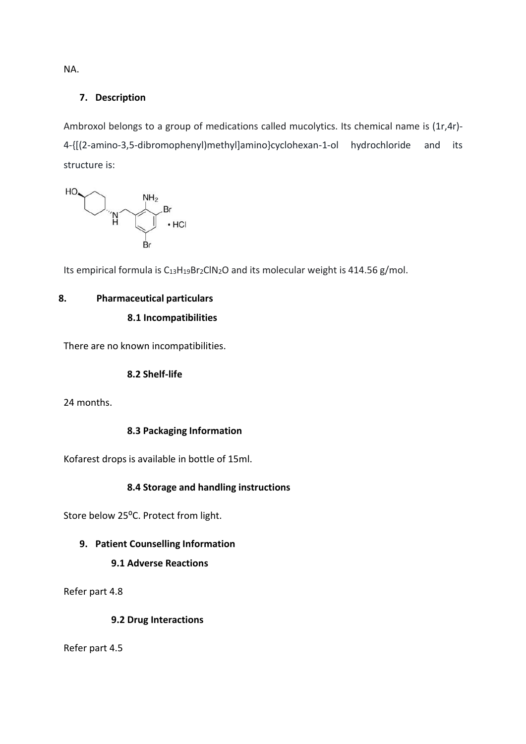NA.

## 7. Description

Ambroxol belongs to a group of medications called mucolytics. Its chemical name is (1r,4r)-4-{[(2-amino-3,5-dibromophenyl)methyl]amino}cyclohexan-1-ol hydrochloride and its structure is:

Its empirical formula is $C_{13}H_{19}Br_2ClN_2O$ and its molecular weight is 414.56 g/mol.

## 8. Pharmaceutical particulars

### 8.1 Incompatibilities

There are no known incompatibilities.

### 8.2 Shelf-life

24 months.

### 8.3 Packaging Information

Kofarest drops is available in bottle of 15ml.

### 8.4 Storage and handling instructions

Store below 25$^{o}$C. Protect from light.

## 9. Patient Counselling Information

### 9.1 Adverse Reactions

Refer part 4.8

### 9.2 Drug Interactions

Refer part 4.5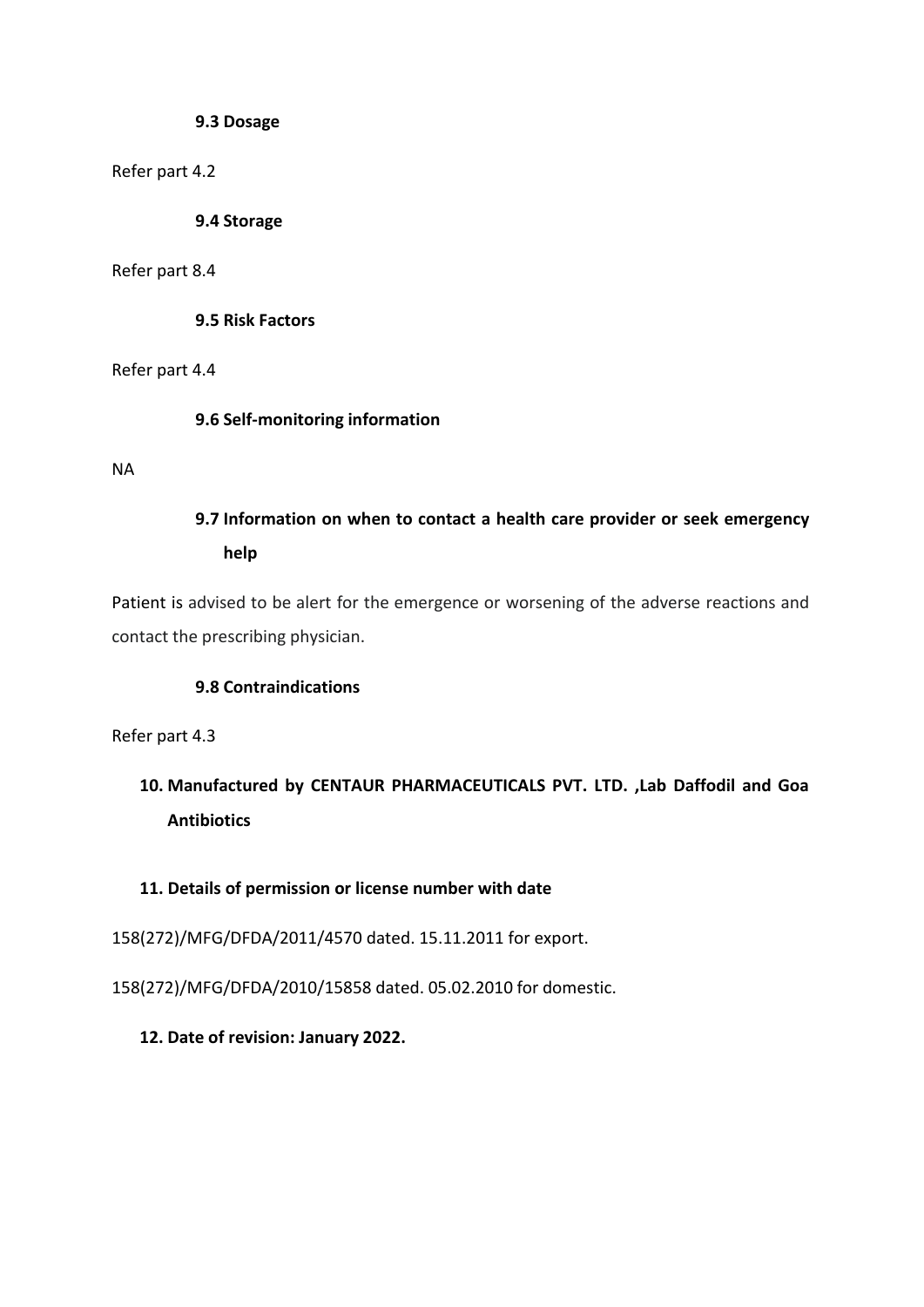### 9.3 Dosage

Refer part 4.2

### 9.4 Storage

Refer part 8.4

### 9.5 Risk Factors

Refer part 4.4

### 9.6 Self-monitoring information

NA

### 9.7 Information on when to contact a health care provider or seek emergency help

Patient is advised to be alert for the emergence or worsening of the adverse reactions and contact the prescribing physician.

### 9.8 Contraindications

Refer part 4.3

## 10. Manufactured by CENTAUR PHARMACEUTICALS PVT. LTD. ,Lab Daffodil and Goa Antibiotics

## 11. Details of permission or license number with date

158(272)/MFG/DFDA/2011/4570 dated. 15.11.2011 for export.

158(272)/MFG/DFDA/2010/15858 dated. 05.02.2010 for domestic.

## 12. Date of revision: January 2022.